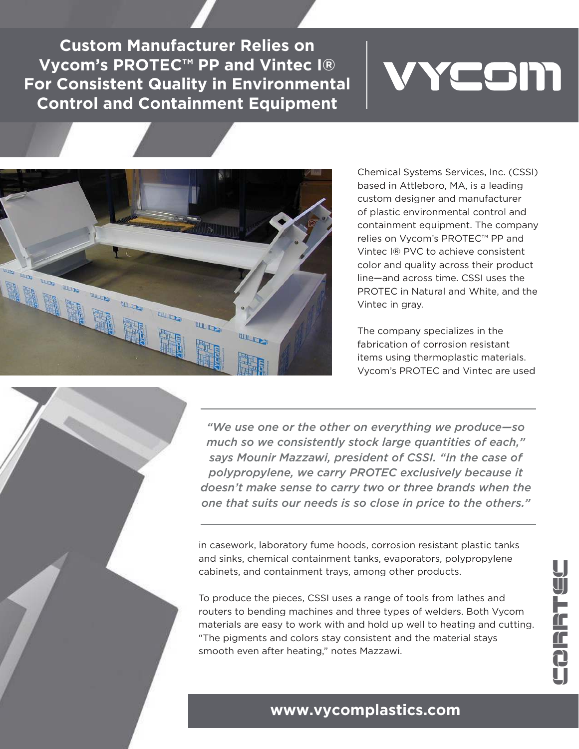# Custom Manufacturer Relies on Vycom's PROTEC™ PP and Vintec I® For Consistent Quality in Environmental Control and Containment Equipment

VYCOM

Chemical Systems Services, Inc. (CSSI) based in Attleboro, MA, is a leading custom designer and manufacturer of plastic environmental control and containment equipment. The company relies on Vycom's PROTEC™ PP and Vintec I® PVC to achieve consistent color and quality across their product line—and across time. CSSI uses the PROTEC in Natural and White, and the Vintec in gray.

The company specializes in the fabrication of corrosion resistant items using thermoplastic materials. Vycom's PROTEC and Vintec are used in casework, laboratory fume hoods, corrosion resistant plastic tanks and sinks, chemical containment tanks, evaporators, polypropylene cabinets, and containment trays, among other products.

> *"We use one or the other on everything we produce—so much so we consistently stock large quantities of each," says Mounir Mazzawi, president of CSSI. "In the case of polypropylene, we carry PROTEC exclusively because it doesn't make sense to carry two or three brands when the one that suits our needs is so close in price to the others."*

To produce the pieces, CSSI uses a range of tools from lathes and routers to bending machines and three types of welders. Both Vycom materials are easy to work with and hold up well to heating and cutting. "The pigments and colors stay consistent and the material stays smooth even after heating," notes Mazzawi.

**www.vycomplastics.com**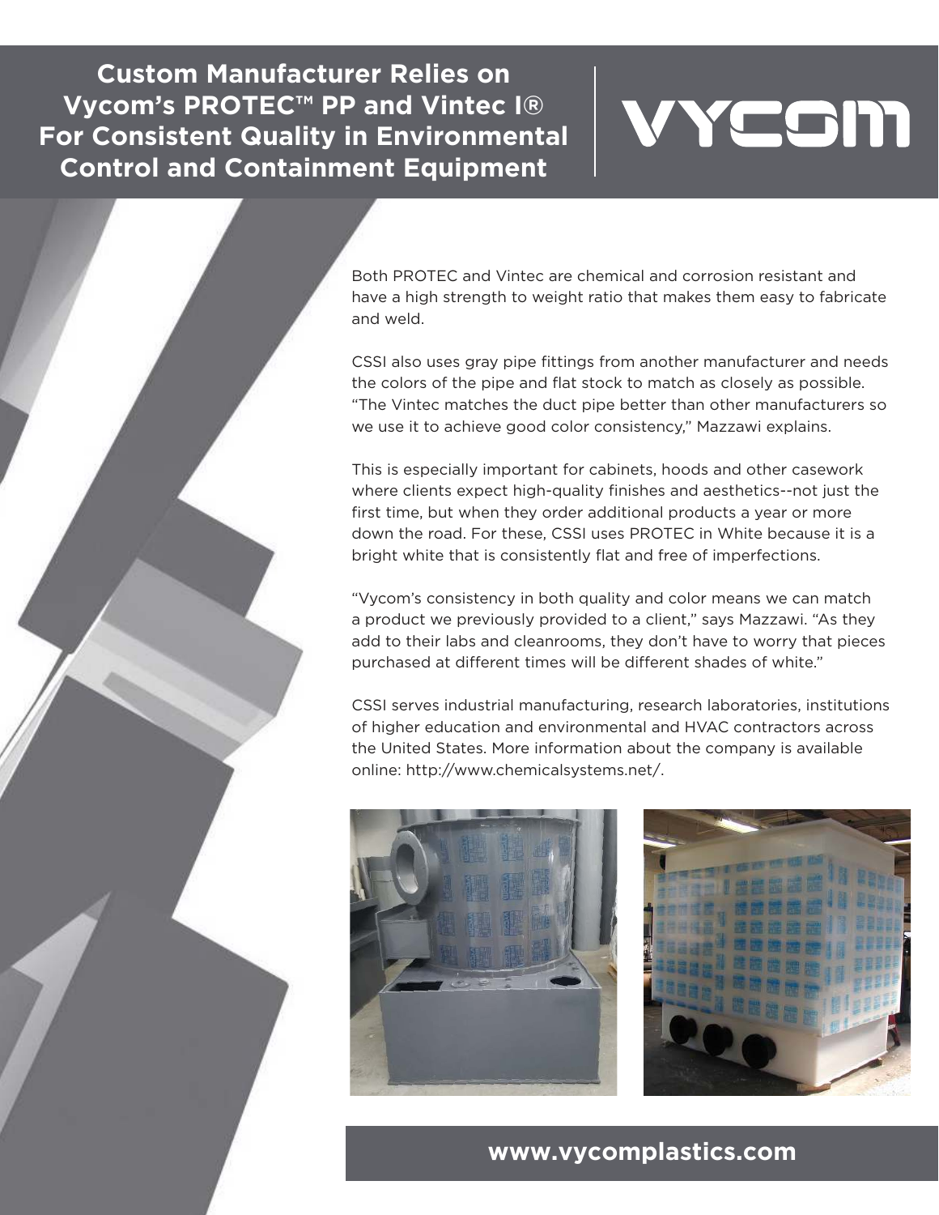# Custom Manufacturer Relies on Vycom's PROTEC™ PP and Vintec I® For Consistent Quality in Environmental Control and Containment Equipment

Both PROTEC and Vintec are chemical and corrosion resistant and have a high strength to weight ratio that makes them easy to fabricate and weld.

CSSI also uses gray pipe fittings from another manufacturer and needs the colors of the pipe and flat stock to match as closely as possible. "The Vintec matches the duct pipe better than other manufacturers so we use it to achieve good color consistency," Mazzawi explains.

This is especially important for cabinets, hoods and other casework where clients expect high-quality finishes and aesthetics--not just the first time, but when they order additional products a year or more down the road. For these, CSSI uses PROTEC in White because it is a bright white that is consistently flat and free of imperfections.

"Vycom's consistency in both quality and color means we can match a product we previously provided to a client," says Mazzawi. "As they add to their labs and cleanrooms, they don't have to worry that pieces purchased at different times will be different shades of white."

CSSI serves industrial manufacturing, research laboratories, institutions of higher education and environmental and HVAC contractors across the United States. More information about the company is available online: http://www.chemicalsystems.net/.

**www.vycomplastics.com**